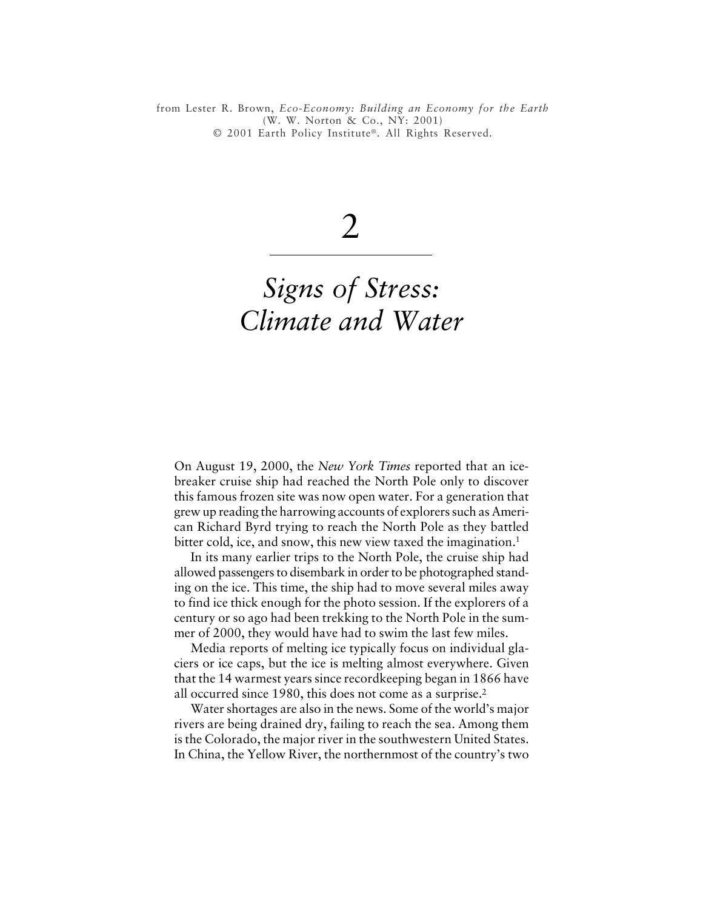from Lester R. Brown, *Eco-Economy: Building an Economy for the Earth*
(W. W. Norton & Co., NY: 2001)
© 2001 Earth Policy Institute®. All Rights Reserved.

# 2

# *Signs of Stress: Climate and Water*

On August 19, 2000, the *New York Times* reported that an icebreaker cruise ship had reached the North Pole only to discover this famous frozen site was now open water. For a generation that grew up reading the harrowing accounts of explorers such as American Richard Byrd trying to reach the North Pole as they battled bitter cold, ice, and snow, this new view taxed the imagination.[1]

In its many earlier trips to the North Pole, the cruise ship had allowed passengers to disembark in order to be photographed standing on the ice. This time, the ship had to move several miles away to find ice thick enough for the photo session. If the explorers of a century or so ago had been trekking to the North Pole in the summer of 2000, they would have had to swim the last few miles.

Media reports of melting ice typically focus on individual glaciers or ice caps, but the ice is melting almost everywhere. Given that the 14 warmest years since recordkeeping began in 1866 have all occurred since 1980, this does not come as a surprise.[2]

Water shortages are also in the news. Some of the world's major rivers are being drained dry, failing to reach the sea. Among them is the Colorado, the major river in the southwestern United States. In China, the Yellow River, the northernmost of the country's two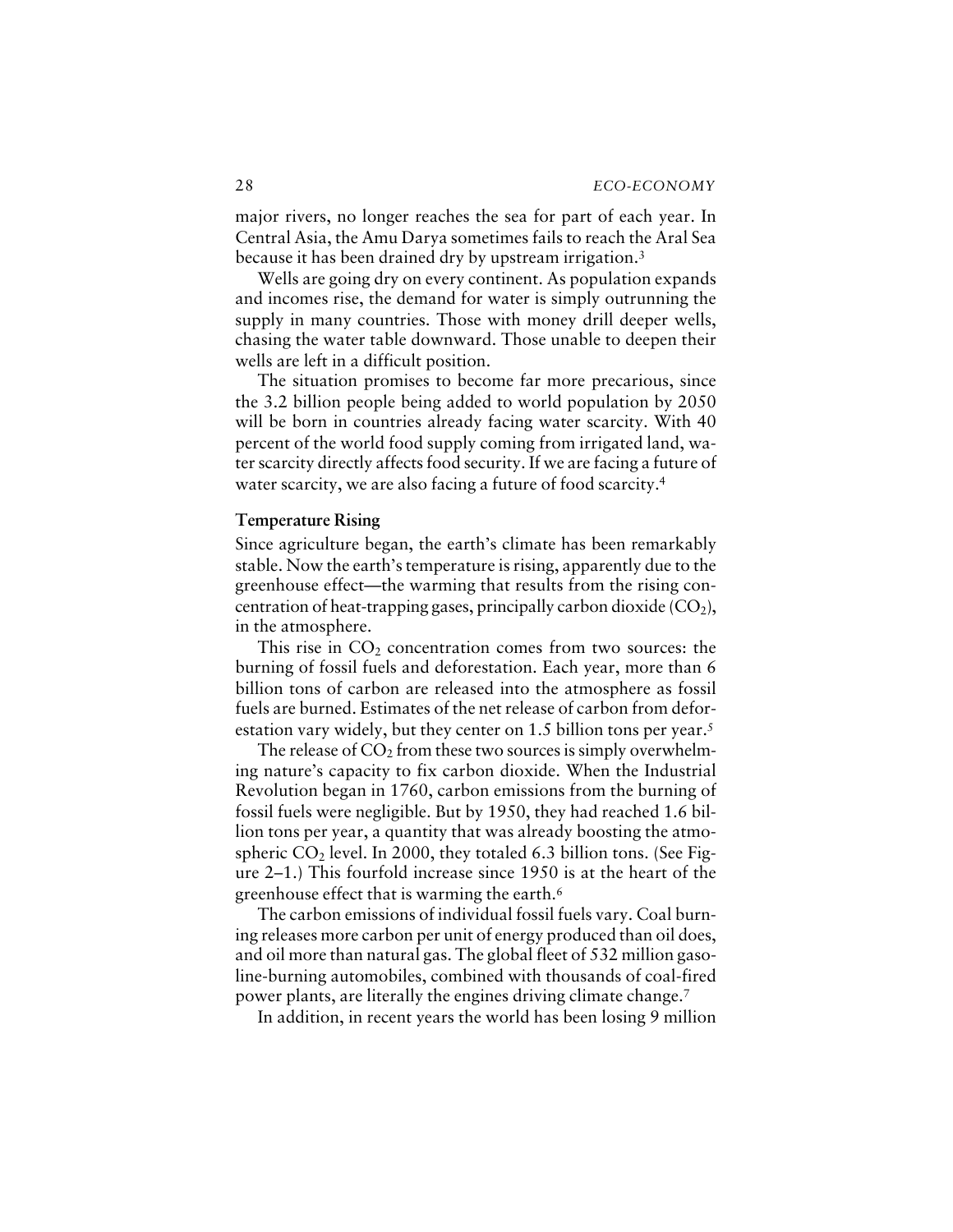major rivers, no longer reaches the sea for part of each year. In Central Asia, the Amu Darya sometimes fails to reach the Aral Sea because it has been drained dry by upstream irrigation.[3]

Wells are going dry on every continent. As population expands and incomes rise, the demand for water is simply outrunning the supply in many countries. Those with money drill deeper wells, chasing the water table downward. Those unable to deepen their wells are left in a difficult position.

The situation promises to become far more precarious, since the 3.2 billion people being added to world population by 2050 will be born in countries already facing water scarcity. With 40 percent of the world food supply coming from irrigated land, water scarcity directly affects food security. If we are facing a future of water scarcity, we are also facing a future of food scarcity.[4]

### Temperature Rising

Since agriculture began, the earth's climate has been remarkably stable. Now the earth's temperature is rising, apparently due to the greenhouse effect—the warming that results from the rising concentration of heat-trapping gases, principally carbon dioxide ($CO_2$), in the atmosphere.

This rise in $CO_2$ concentration comes from two sources: the burning of fossil fuels and deforestation. Each year, more than 6 billion tons of carbon are released into the atmosphere as fossil fuels are burned. Estimates of the net release of carbon from deforestation vary widely, but they center on 1.5 billion tons per year.[5]

The release of $CO_2$ from these two sources is simply overwhelming nature's capacity to fix carbon dioxide. When the Industrial Revolution began in 1760, carbon emissions from the burning of fossil fuels were negligible. But by 1950, they had reached 1.6 billion tons per year, a quantity that was already boosting the atmospheric $CO_2$ level. In 2000, they totaled 6.3 billion tons. (See Figure 2–1.) This fourfold increase since 1950 is at the heart of the greenhouse effect that is warming the earth.[6]

The carbon emissions of individual fossil fuels vary. Coal burning releases more carbon per unit of energy produced than oil does, and oil more than natural gas. The global fleet of 532 million gasoline-burning automobiles, combined with thousands of coal-fired power plants, are literally the engines driving climate change.[7]

In addition, in recent years the world has been losing 9 million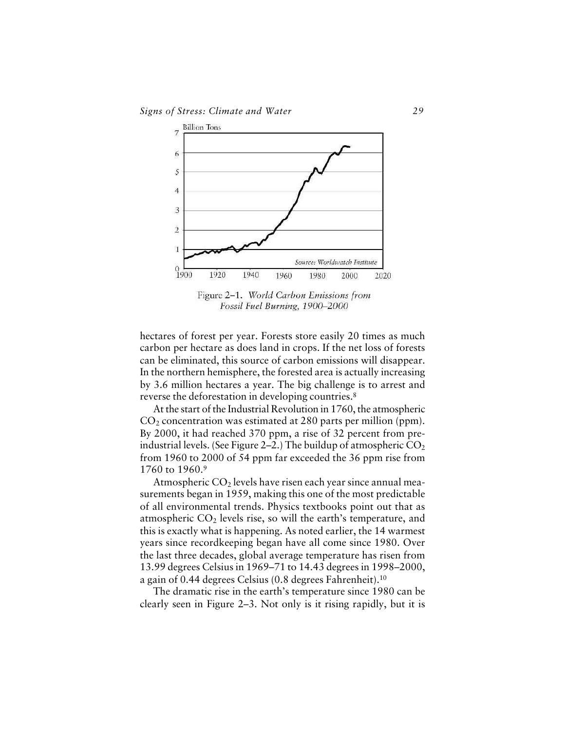Figure 2–1. *World Carbon Emissions from Fossil Fuel Burning, 1900–2000*

hectares of forest per year. Forests store easily 20 times as much carbon per hectare as does land in crops. If the net loss of forests can be eliminated, this source of carbon emissions will disappear. In the northern hemisphere, the forested area is actually increasing by 3.6 million hectares a year. The big challenge is to arrest and reverse the deforestation in developing countries.[8]

At the start of the Industrial Revolution in 1760, the atmospheric $CO_2$ concentration was estimated at 280 parts per million (ppm). By 2000, it had reached 370 ppm, a rise of 32 percent from preindustrial levels. (See Figure 2–2.) The buildup of atmospheric $CO_2$ from 1960 to 2000 of 54 ppm far exceeded the 36 ppm rise from 1760 to 1960.[9]

Atmospheric $CO_2$ levels have risen each year since annual measurements began in 1959, making this one of the most predictable of all environmental trends. Physics textbooks point out that as atmospheric $CO_2$ levels rise, so will the earth's temperature, and this is exactly what is happening. As noted earlier, the 14 warmest years since recordkeeping began have all come since 1980. Over the last three decades, global average temperature has risen from 13.99 degrees Celsius in 1969–71 to 14.43 degrees in 1998–2000, a gain of 0.44 degrees Celsius (0.8 degrees Fahrenheit).[10]

The dramatic rise in the earth's temperature since 1980 can be clearly seen in Figure 2–3. Not only is it rising rapidly, but it is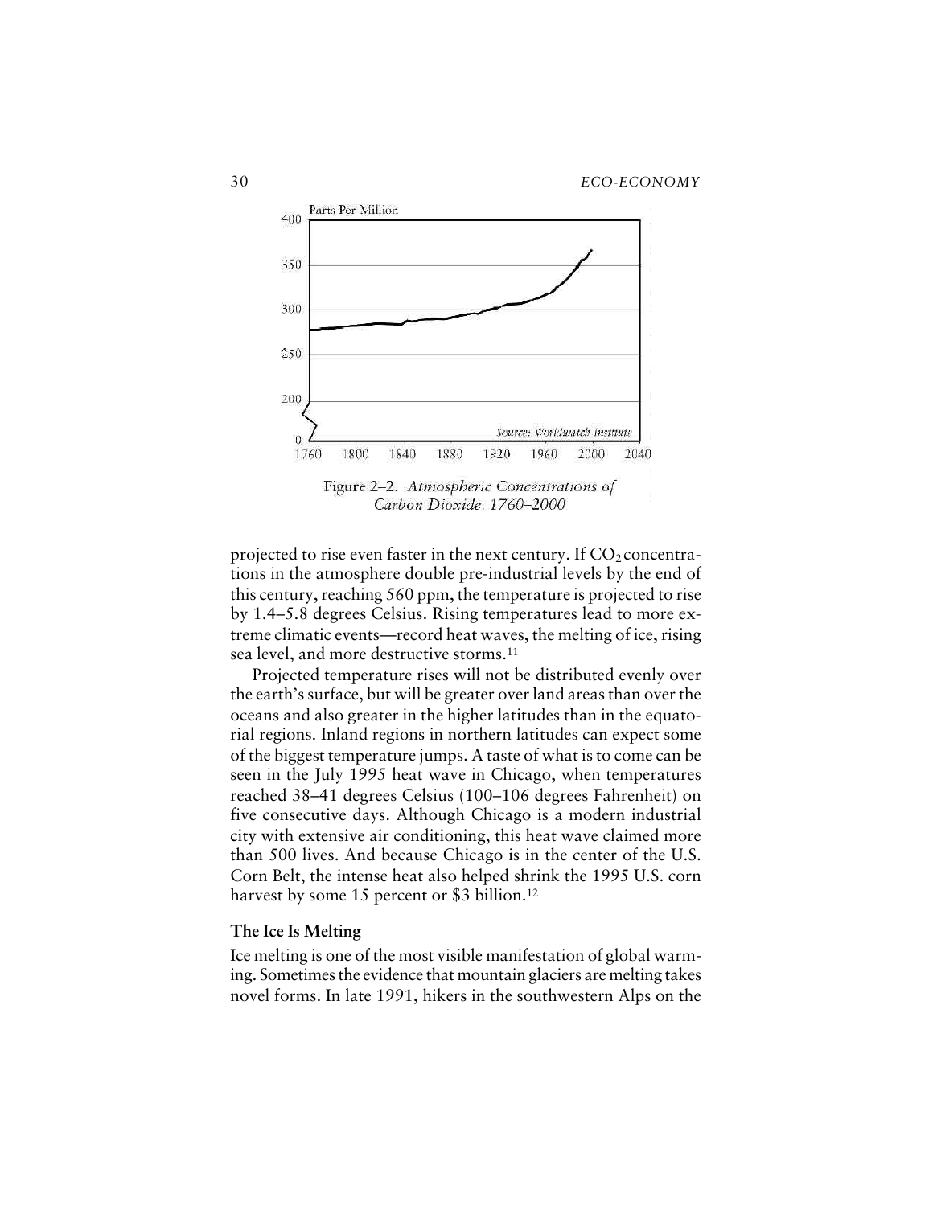Figure 2–2. *Atmospheric Concentrations of Carbon Dioxide, 1760–2000*

projected to rise even faster in the next century. If $CO_2$ concentrations in the atmosphere double pre-industrial levels by the end of this century, reaching 560 ppm, the temperature is projected to rise by 1.4–5.8 degrees Celsius. Rising temperatures lead to more extreme climatic events—record heat waves, the melting of ice, rising sea level, and more destructive storms.[11]

Projected temperature rises will not be distributed evenly over the earth's surface, but will be greater over land areas than over the oceans and also greater in the higher latitudes than in the equatorial regions. Inland regions in northern latitudes can expect some of the biggest temperature jumps. A taste of what is to come can be seen in the July 1995 heat wave in Chicago, when temperatures reached 38–41 degrees Celsius (100–106 degrees Fahrenheit) on five consecutive days. Although Chicago is a modern industrial city with extensive air conditioning, this heat wave claimed more than 500 lives. And because Chicago is in the center of the U.S. Corn Belt, the intense heat also helped shrink the 1995 U.S. corn harvest by some 15 percent or $3 billion.[12]

### The Ice Is Melting

Ice melting is one of the most visible manifestation of global warming. Sometimes the evidence that mountain glaciers are melting takes novel forms. In late 1991, hikers in the southwestern Alps on the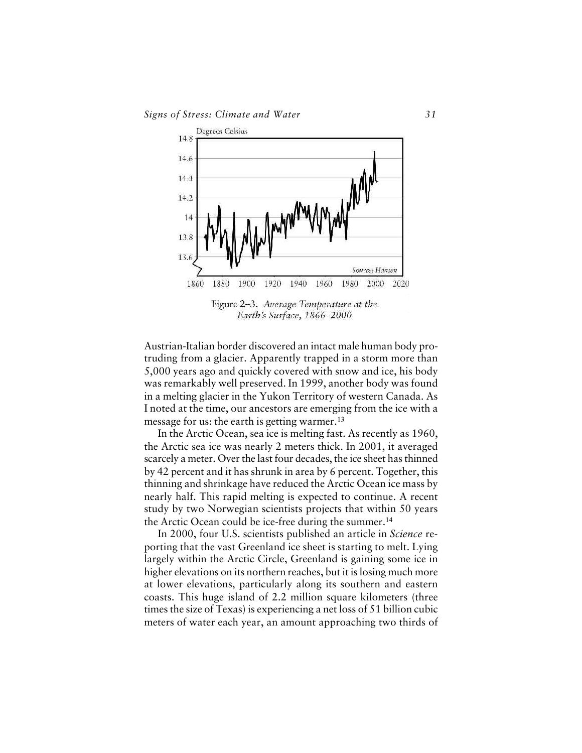Figure 2–3. *Average Temperature at the Earth's Surface, 1866–2000*

Austrian-Italian border discovered an intact male human body protruding from a glacier. Apparently trapped in a storm more than 5,000 years ago and quickly covered with snow and ice, his body was remarkably well preserved. In 1999, another body was found in a melting glacier in the Yukon Territory of western Canada. As I noted at the time, our ancestors are emerging from the ice with a message for us: the earth is getting warmer.[13]

In the Arctic Ocean, sea ice is melting fast. As recently as 1960, the Arctic sea ice was nearly 2 meters thick. In 2001, it averaged scarcely a meter. Over the last four decades, the ice sheet has thinned by 42 percent and it has shrunk in area by 6 percent. Together, this thinning and shrinkage have reduced the Arctic Ocean ice mass by nearly half. This rapid melting is expected to continue. A recent study by two Norwegian scientists projects that within 50 years the Arctic Ocean could be ice-free during the summer.[14]

In 2000, four U.S. scientists published an article in *Science* reporting that the vast Greenland ice sheet is starting to melt. Lying largely within the Arctic Circle, Greenland is gaining some ice in higher elevations on its northern reaches, but it is losing much more at lower elevations, particularly along its southern and eastern coasts. This huge island of 2.2 million square kilometers (three times the size of Texas) is experiencing a net loss of 51 billion cubic meters of water each year, an amount approaching two thirds of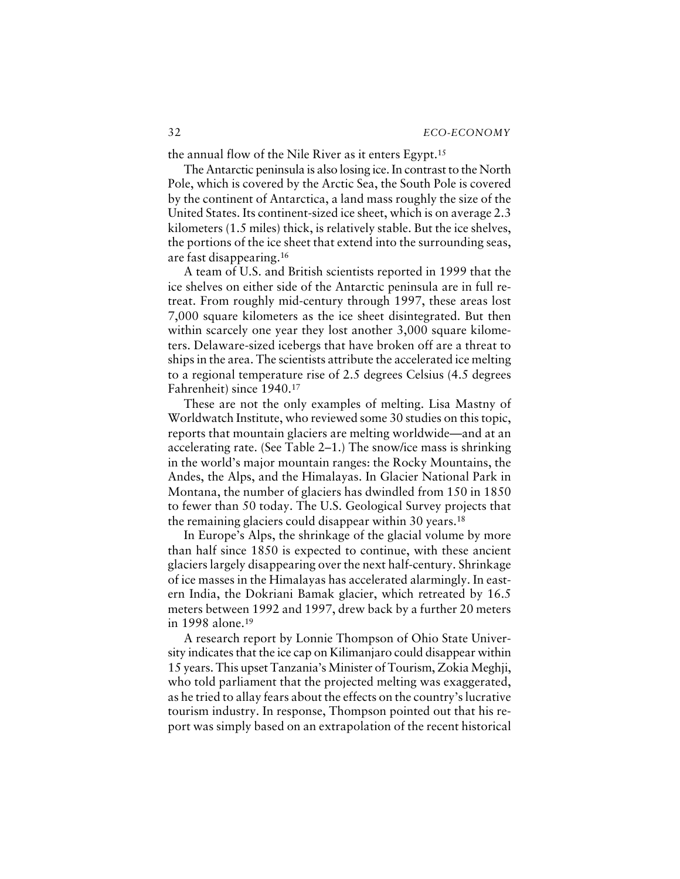the annual flow of the Nile River as it enters Egypt.[15]

The Antarctic peninsula is also losing ice. In contrast to the North Pole, which is covered by the Arctic Sea, the South Pole is covered by the continent of Antarctica, a land mass roughly the size of the United States. Its continent-sized ice sheet, which is on average 2.3 kilometers (1.5 miles) thick, is relatively stable. But the ice shelves, the portions of the ice sheet that extend into the surrounding seas, are fast disappearing.[16]

A team of U.S. and British scientists reported in 1999 that the ice shelves on either side of the Antarctic peninsula are in full retreat. From roughly mid-century through 1997, these areas lost 7,000 square kilometers as the ice sheet disintegrated. But then within scarcely one year they lost another 3,000 square kilometers. Delaware-sized icebergs that have broken off are a threat to ships in the area. The scientists attribute the accelerated ice melting to a regional temperature rise of 2.5 degrees Celsius (4.5 degrees Fahrenheit) since 1940.[17]

These are not the only examples of melting. Lisa Mastny of Worldwatch Institute, who reviewed some 30 studies on this topic, reports that mountain glaciers are melting worldwide—and at an accelerating rate. (See Table 2–1.) The snow/ice mass is shrinking in the world's major mountain ranges: the Rocky Mountains, the Andes, the Alps, and the Himalayas. In Glacier National Park in Montana, the number of glaciers has dwindled from 150 in 1850 to fewer than 50 today. The U.S. Geological Survey projects that the remaining glaciers could disappear within 30 years.[18]

In Europe's Alps, the shrinkage of the glacial volume by more than half since 1850 is expected to continue, with these ancient glaciers largely disappearing over the next half-century. Shrinkage of ice masses in the Himalayas has accelerated alarmingly. In eastern India, the Dokriani Bamak glacier, which retreated by 16.5 meters between 1992 and 1997, drew back by a further 20 meters in 1998 alone.[19]

A research report by Lonnie Thompson of Ohio State University indicates that the ice cap on Kilimanjaro could disappear within 15 years. This upset Tanzania's Minister of Tourism, Zokia Meghji, who told parliament that the projected melting was exaggerated, as he tried to allay fears about the effects on the country's lucrative tourism industry. In response, Thompson pointed out that his report was simply based on an extrapolation of the recent historical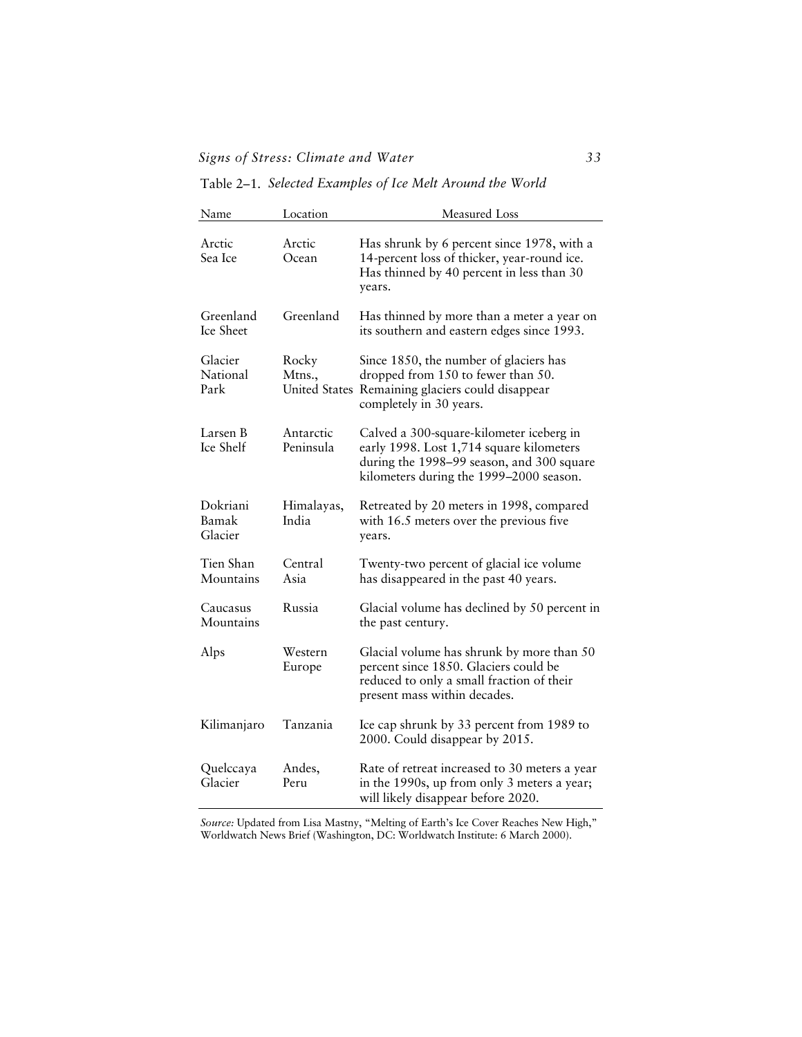Table 2–1. *Selected Examples of Ice Melt Around the World*

| Name | Location | Measured Loss |
|---|---|---|
| Arctic Sea Ice | Arctic Ocean | Has shrunk by 6 percent since 1978, with a 14-percent loss of thicker, year-round ice. Has thinned by 40 percent in less than 30 years. |
| Greenland Ice Sheet | Greenland | Has thinned by more than a meter a year on its southern and eastern edges since 1993. |
| Glacier National Park | Rocky Mtns., United States | Since 1850, the number of glaciers has dropped from 150 to fewer than 50. Remaining glaciers could disappear completely in 30 years. |
| Larsen B Ice Shelf | Antarctic Peninsula | Calved a 300-square-kilometer iceberg in early 1998. Lost 1,714 square kilometers during the 1998–99 season, and 300 square kilometers during the 1999–2000 season. |
| Dokriani Bamak Glacier | Himalayas, India | Retreated by 20 meters in 1998, compared with 16.5 meters over the previous five years. |
| Tien Shan Mountains | Central Asia | Twenty-two percent of glacial ice volume has disappeared in the past 40 years. |
| Caucasus Mountains | Russia | Glacial volume has declined by 50 percent in the past century. |
| Alps | Western Europe | Glacial volume has shrunk by more than 50 percent since 1850. Glaciers could be reduced to only a small fraction of their present mass within decades. |
| Kilimanjaro | Tanzania | Ice cap shrunk by 33 percent from 1989 to 2000. Could disappear by 2015. |
| Quelccaya Glacier | Andes, Peru | Rate of retreat increased to 30 meters a year in the 1990s, up from only 3 meters a year; will likely disappear before 2020. |

*Source:* Updated from Lisa Mastny, "Melting of Earth's Ice Cover Reaches New High," Worldwatch News Brief (Washington, DC: Worldwatch Institute: 6 March 2000).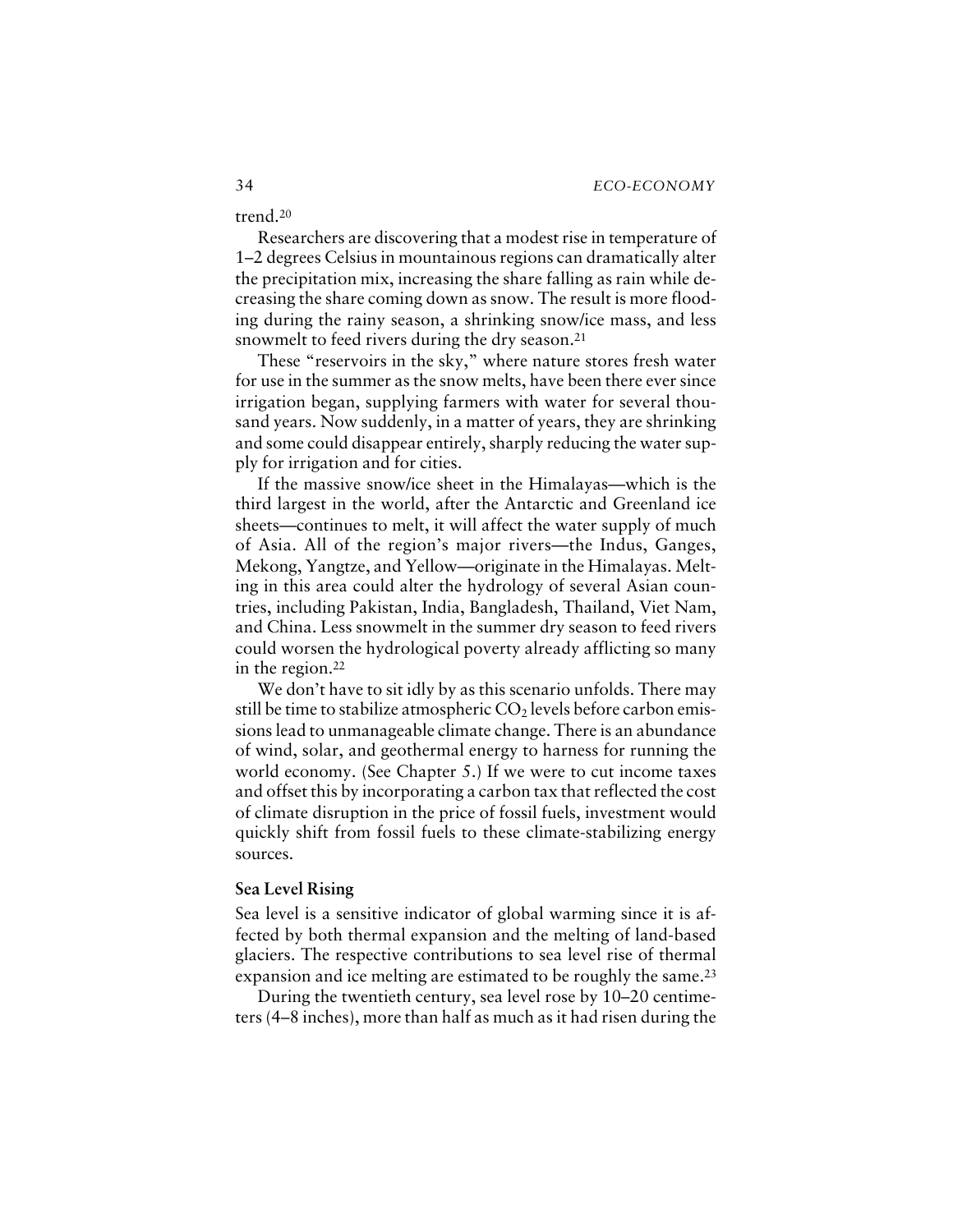trend.[20]

Researchers are discovering that a modest rise in temperature of 1–2 degrees Celsius in mountainous regions can dramatically alter the precipitation mix, increasing the share falling as rain while decreasing the share coming down as snow. The result is more flooding during the rainy season, a shrinking snow/ice mass, and less snowmelt to feed rivers during the dry season.[21]

These "reservoirs in the sky," where nature stores fresh water for use in the summer as the snow melts, have been there ever since irrigation began, supplying farmers with water for several thousand years. Now suddenly, in a matter of years, they are shrinking and some could disappear entirely, sharply reducing the water supply for irrigation and for cities.

If the massive snow/ice sheet in the Himalayas—which is the third largest in the world, after the Antarctic and Greenland ice sheets—continues to melt, it will affect the water supply of much of Asia. All of the region's major rivers—the Indus, Ganges, Mekong, Yangtze, and Yellow—originate in the Himalayas. Melting in this area could alter the hydrology of several Asian countries, including Pakistan, India, Bangladesh, Thailand, Viet Nam, and China. Less snowmelt in the summer dry season to feed rivers could worsen the hydrological poverty already afflicting so many in the region.[22]

We don't have to sit idly by as this scenario unfolds. There may still be time to stabilize atmospheric $CO_2$ levels before carbon emissions lead to unmanageable climate change. There is an abundance of wind, solar, and geothermal energy to harness for running the world economy. (See Chapter 5.) If we were to cut income taxes and offset this by incorporating a carbon tax that reflected the cost of climate disruption in the price of fossil fuels, investment would quickly shift from fossil fuels to these climate-stabilizing energy sources.

### Sea Level Rising

Sea level is a sensitive indicator of global warming since it is affected by both thermal expansion and the melting of land-based glaciers. The respective contributions to sea level rise of thermal expansion and ice melting are estimated to be roughly the same.[23]

During the twentieth century, sea level rose by 10–20 centimeters (4–8 inches), more than half as much as it had risen during the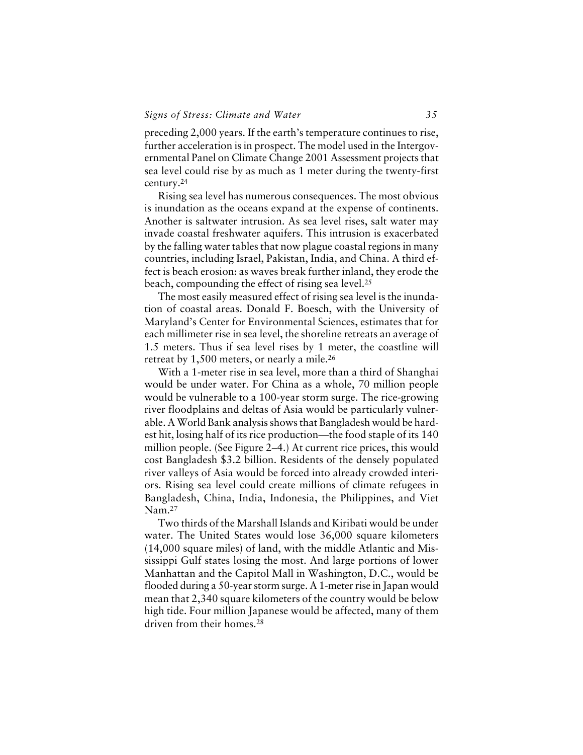preceding 2,000 years. If the earth's temperature continues to rise, further acceleration is in prospect. The model used in the Intergovernmental Panel on Climate Change 2001 Assessment projects that sea level could rise by as much as 1 meter during the twenty-first century.[24]

Rising sea level has numerous consequences. The most obvious is inundation as the oceans expand at the expense of continents. Another is saltwater intrusion. As sea level rises, salt water may invade coastal freshwater aquifers. This intrusion is exacerbated by the falling water tables that now plague coastal regions in many countries, including Israel, Pakistan, India, and China. A third effect is beach erosion: as waves break further inland, they erode the beach, compounding the effect of rising sea level.[25]

The most easily measured effect of rising sea level is the inundation of coastal areas. Donald F. Boesch, with the University of Maryland's Center for Environmental Sciences, estimates that for each millimeter rise in sea level, the shoreline retreats an average of 1.5 meters. Thus if sea level rises by 1 meter, the coastline will retreat by 1,500 meters, or nearly a mile.[26]

With a 1-meter rise in sea level, more than a third of Shanghai would be under water. For China as a whole, 70 million people would be vulnerable to a 100-year storm surge. The rice-growing river floodplains and deltas of Asia would be particularly vulnerable. A World Bank analysis shows that Bangladesh would be hardest hit, losing half of its rice production—the food staple of its 140 million people. (See Figure 2–4.) At current rice prices, this would cost Bangladesh $3.2 billion. Residents of the densely populated river valleys of Asia would be forced into already crowded interiors. Rising sea level could create millions of climate refugees in Bangladesh, China, India, Indonesia, the Philippines, and Viet Nam.[27]

Two thirds of the Marshall Islands and Kiribati would be under water. The United States would lose 36,000 square kilometers (14,000 square miles) of land, with the middle Atlantic and Mississippi Gulf states losing the most. And large portions of lower Manhattan and the Capitol Mall in Washington, D.C., would be flooded during a 50-year storm surge. A 1-meter rise in Japan would mean that 2,340 square kilometers of the country would be below high tide. Four million Japanese would be affected, many of them driven from their homes.[28]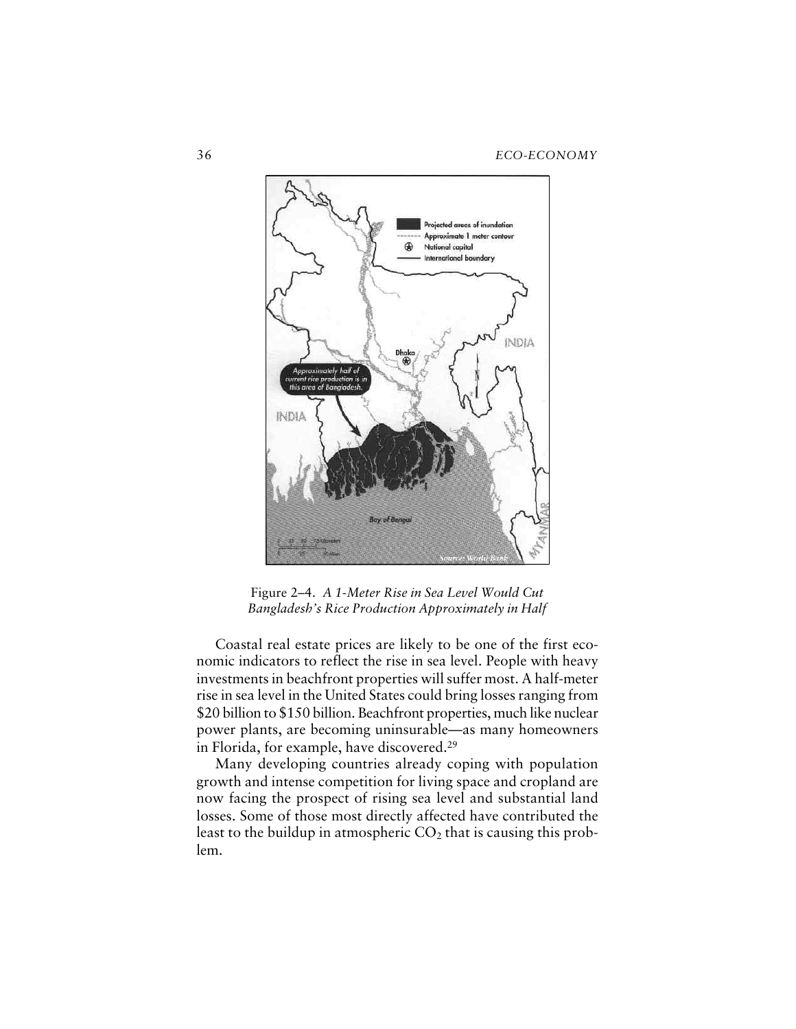Figure 2–4. *A 1-Meter Rise in Sea Level Would Cut Bangladesh's Rice Production Approximately in Half*

Coastal real estate prices are likely to be one of the first economic indicators to reflect the rise in sea level. People with heavy investments in beachfront properties will suffer most. A half-meter rise in sea level in the United States could bring losses ranging from $20 billion to $150 billion. Beachfront properties, much like nuclear power plants, are becoming uninsurable—as many homeowners in Florida, for example, have discovered.[29]

Many developing countries already coping with population growth and intense competition for living space and cropland are now facing the prospect of rising sea level and substantial land losses. Some of those most directly affected have contributed the least to the buildup in atmospheric $CO_2$ that is causing this problem.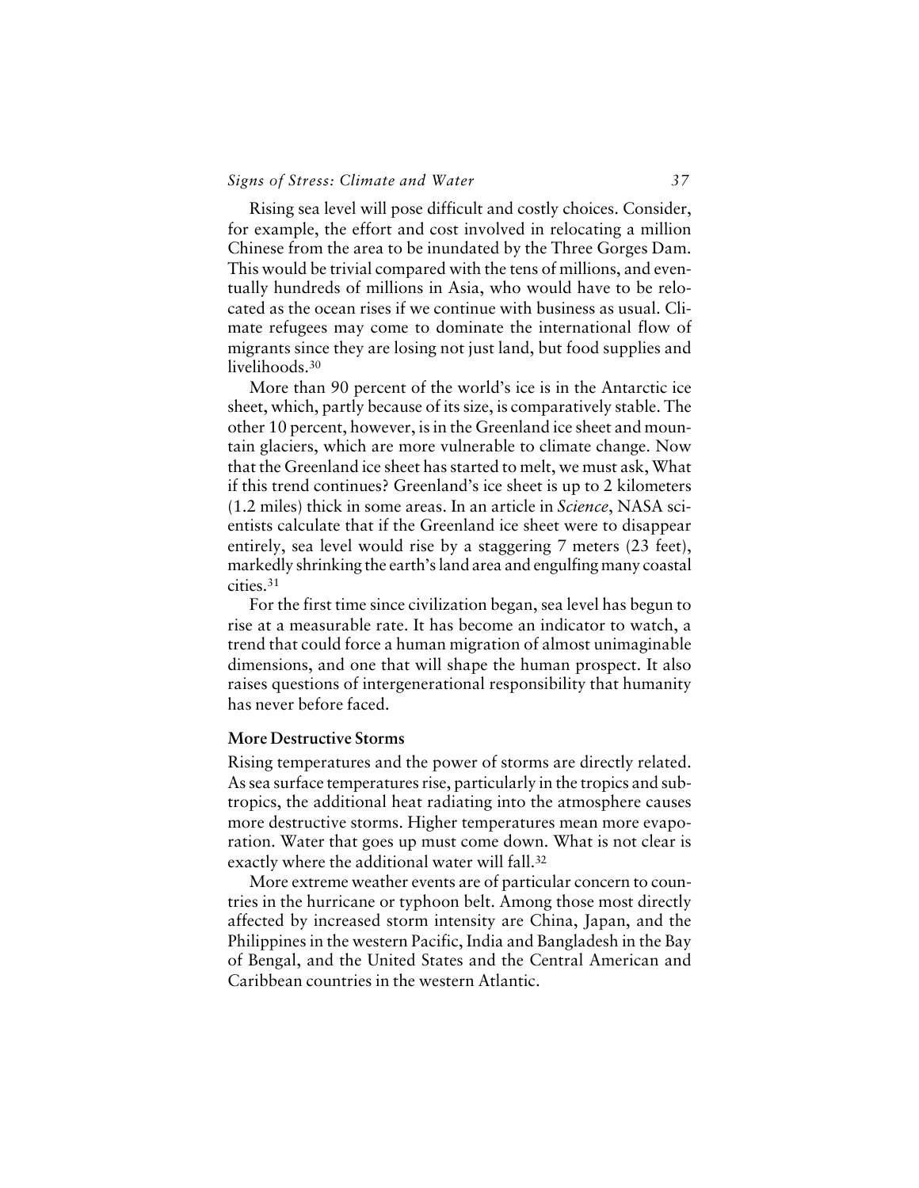Rising sea level will pose difficult and costly choices. Consider, for example, the effort and cost involved in relocating a million Chinese from the area to be inundated by the Three Gorges Dam. This would be trivial compared with the tens of millions, and eventually hundreds of millions in Asia, who would have to be relocated as the ocean rises if we continue with business as usual. Climate refugees may come to dominate the international flow of migrants since they are losing not just land, but food supplies and livelihoods.[30]

More than 90 percent of the world's ice is in the Antarctic ice sheet, which, partly because of its size, is comparatively stable. The other 10 percent, however, is in the Greenland ice sheet and mountain glaciers, which are more vulnerable to climate change. Now that the Greenland ice sheet has started to melt, we must ask, What if this trend continues? Greenland's ice sheet is up to 2 kilometers (1.2 miles) thick in some areas. In an article in *Science*, NASA scientists calculate that if the Greenland ice sheet were to disappear entirely, sea level would rise by a staggering 7 meters (23 feet), markedly shrinking the earth's land area and engulfing many coastal cities.[31]

For the first time since civilization began, sea level has begun to rise at a measurable rate. It has become an indicator to watch, a trend that could force a human migration of almost unimaginable dimensions, and one that will shape the human prospect. It also raises questions of intergenerational responsibility that humanity has never before faced.

### More Destructive Storms

Rising temperatures and the power of storms are directly related. As sea surface temperatures rise, particularly in the tropics and subtropics, the additional heat radiating into the atmosphere causes more destructive storms. Higher temperatures mean more evaporation. Water that goes up must come down. What is not clear is exactly where the additional water will fall.[32]

More extreme weather events are of particular concern to countries in the hurricane or typhoon belt. Among those most directly affected by increased storm intensity are China, Japan, and the Philippines in the western Pacific, India and Bangladesh in the Bay of Bengal, and the United States and the Central American and Caribbean countries in the western Atlantic.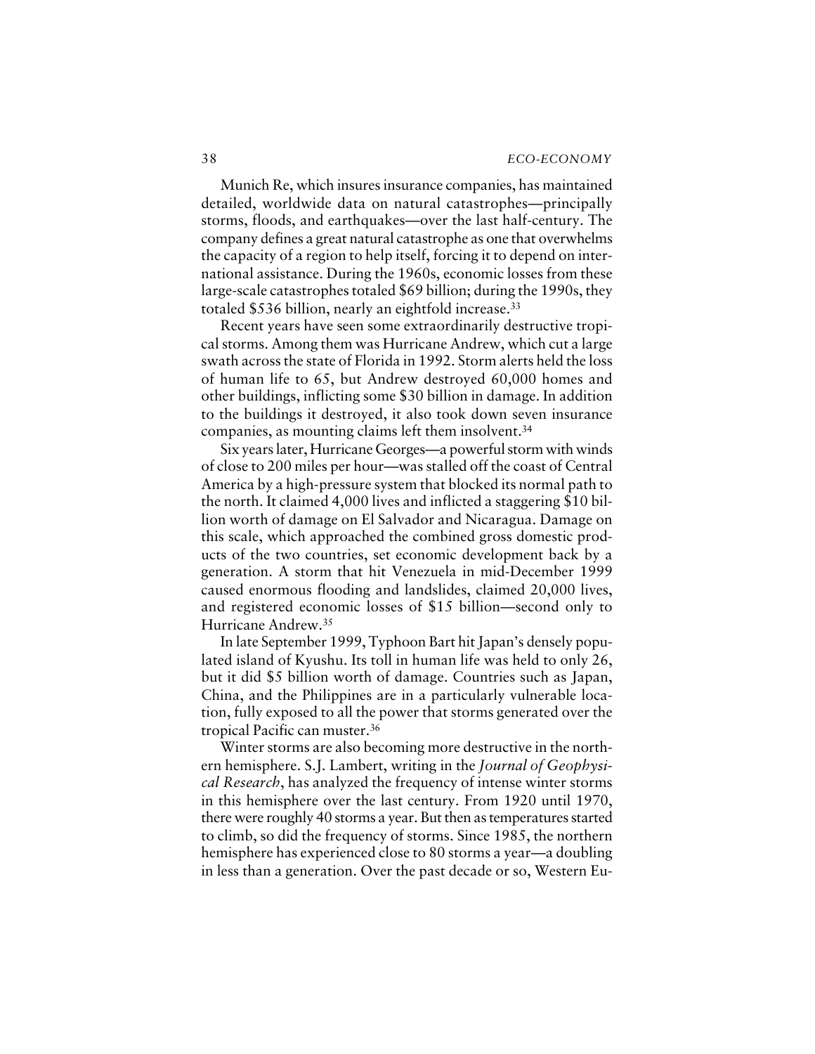Munich Re, which insures insurance companies, has maintained detailed, worldwide data on natural catastrophes—principally storms, floods, and earthquakes—over the last half-century. The company defines a great natural catastrophe as one that overwhelms the capacity of a region to help itself, forcing it to depend on international assistance. During the 1960s, economic losses from these large-scale catastrophes totaled \$69 billion; during the 1990s, they totaled \$536 billion, nearly an eightfold increase.[33]

Recent years have seen some extraordinarily destructive tropical storms. Among them was Hurricane Andrew, which cut a large swath across the state of Florida in 1992. Storm alerts held the loss of human life to 65, but Andrew destroyed 60,000 homes and other buildings, inflicting some \$30 billion in damage. In addition to the buildings it destroyed, it also took down seven insurance companies, as mounting claims left them insolvent.[34]

Six years later, Hurricane Georges—a powerful storm with winds of close to 200 miles per hour—was stalled off the coast of Central America by a high-pressure system that blocked its normal path to the north. It claimed 4,000 lives and inflicted a staggering \$10 billion worth of damage on El Salvador and Nicaragua. Damage on this scale, which approached the combined gross domestic products of the two countries, set economic development back by a generation. A storm that hit Venezuela in mid-December 1999 caused enormous flooding and landslides, claimed 20,000 lives, and registered economic losses of \$15 billion—second only to Hurricane Andrew.[35]

In late September 1999, Typhoon Bart hit Japan's densely populated island of Kyushu. Its toll in human life was held to only 26, but it did \$5 billion worth of damage. Countries such as Japan, China, and the Philippines are in a particularly vulnerable location, fully exposed to all the power that storms generated over the tropical Pacific can muster.[36]

Winter storms are also becoming more destructive in the northern hemisphere. S.J. Lambert, writing in the *Journal of Geophysical Research*, has analyzed the frequency of intense winter storms in this hemisphere over the last century. From 1920 until 1970, there were roughly 40 storms a year. But then as temperatures started to climb, so did the frequency of storms. Since 1985, the northern hemisphere has experienced close to 80 storms a year—a doubling in less than a generation. Over the past decade or so, Western Eu-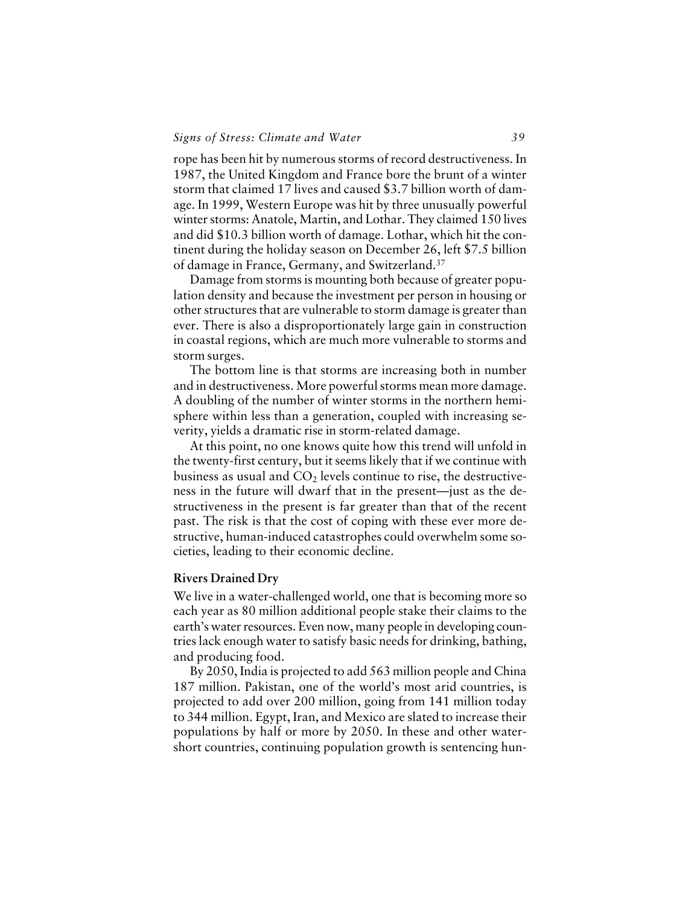rope has been hit by numerous storms of record destructiveness. In 1987, the United Kingdom and France bore the brunt of a winter storm that claimed 17 lives and caused $3.7 billion worth of damage. In 1999, Western Europe was hit by three unusually powerful winter storms: Anatole, Martin, and Lothar. They claimed 150 lives and did $10.3 billion worth of damage. Lothar, which hit the continent during the holiday season on December 26, left $7.5 billion of damage in France, Germany, and Switzerland.[37]

Damage from storms is mounting both because of greater population density and because the investment per person in housing or other structures that are vulnerable to storm damage is greater than ever. There is also a disproportionately large gain in construction in coastal regions, which are much more vulnerable to storms and storm surges.

The bottom line is that storms are increasing both in number and in destructiveness. More powerful storms mean more damage. A doubling of the number of winter storms in the northern hemisphere within less than a generation, coupled with increasing severity, yields a dramatic rise in storm-related damage.

At this point, no one knows quite how this trend will unfold in the twenty-first century, but it seems likely that if we continue with business as usual and $CO_2$ levels continue to rise, the destructiveness in the future will dwarf that in the present—just as the destructiveness in the present is far greater than that of the recent past. The risk is that the cost of coping with these ever more destructive, human-induced catastrophes could overwhelm some societies, leading to their economic decline.

### Rivers Drained Dry

We live in a water-challenged world, one that is becoming more so each year as 80 million additional people stake their claims to the earth's water resources. Even now, many people in developing countries lack enough water to satisfy basic needs for drinking, bathing, and producing food.

By 2050, India is projected to add 563 million people and China 187 million. Pakistan, one of the world's most arid countries, is projected to add over 200 million, going from 141 million today to 344 million. Egypt, Iran, and Mexico are slated to increase their populations by half or more by 2050. In these and other water-short countries, continuing population growth is sentencing hun-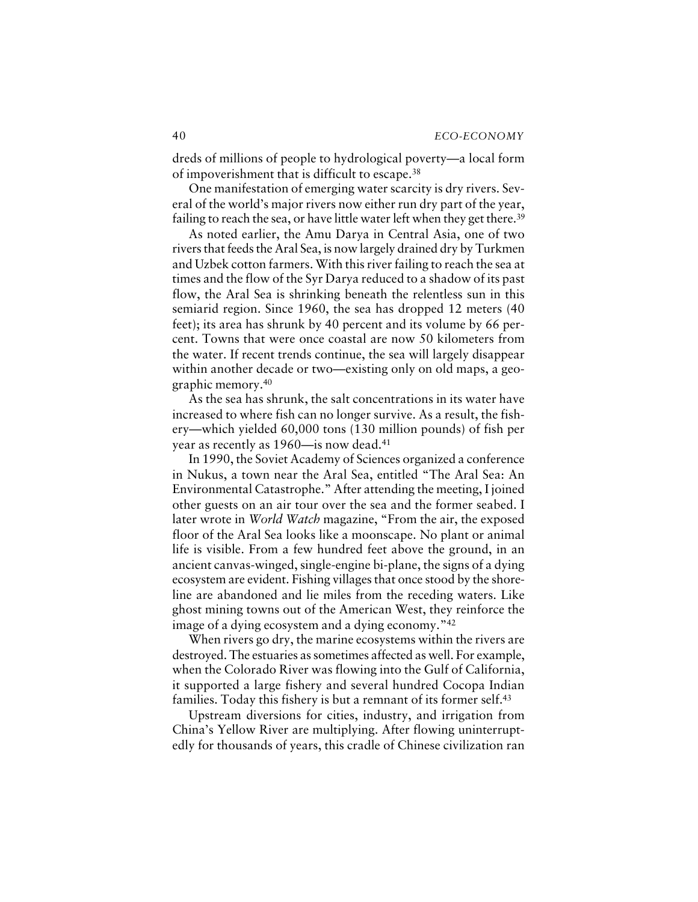dreds of millions of people to hydrological poverty—a local form of impoverishment that is difficult to escape.[38]

One manifestation of emerging water scarcity is dry rivers. Several of the world's major rivers now either run dry part of the year, failing to reach the sea, or have little water left when they get there.[39]

As noted earlier, the Amu Darya in Central Asia, one of two rivers that feeds the Aral Sea, is now largely drained dry by Turkmen and Uzbek cotton farmers. With this river failing to reach the sea at times and the flow of the Syr Darya reduced to a shadow of its past flow, the Aral Sea is shrinking beneath the relentless sun in this semiarid region. Since 1960, the sea has dropped 12 meters (40 feet); its area has shrunk by 40 percent and its volume by 66 percent. Towns that were once coastal are now 50 kilometers from the water. If recent trends continue, the sea will largely disappear within another decade or two—existing only on old maps, a geographic memory.[40]

As the sea has shrunk, the salt concentrations in its water have increased to where fish can no longer survive. As a result, the fishery—which yielded 60,000 tons (130 million pounds) of fish per year as recently as 1960—is now dead.[41]

In 1990, the Soviet Academy of Sciences organized a conference in Nukus, a town near the Aral Sea, entitled "The Aral Sea: An Environmental Catastrophe." After attending the meeting, I joined other guests on an air tour over the sea and the former seabed. I later wrote in *World Watch* magazine, "From the air, the exposed floor of the Aral Sea looks like a moonscape. No plant or animal life is visible. From a few hundred feet above the ground, in an ancient canvas-winged, single-engine bi-plane, the signs of a dying ecosystem are evident. Fishing villages that once stood by the shoreline are abandoned and lie miles from the receding waters. Like ghost mining towns out of the American West, they reinforce the image of a dying ecosystem and a dying economy."[42]

When rivers go dry, the marine ecosystems within the rivers are destroyed. The estuaries as sometimes affected as well. For example, when the Colorado River was flowing into the Gulf of California, it supported a large fishery and several hundred Cocopa Indian families. Today this fishery is but a remnant of its former self.[43]

Upstream diversions for cities, industry, and irrigation from China's Yellow River are multiplying. After flowing uninterruptedly for thousands of years, this cradle of Chinese civilization ran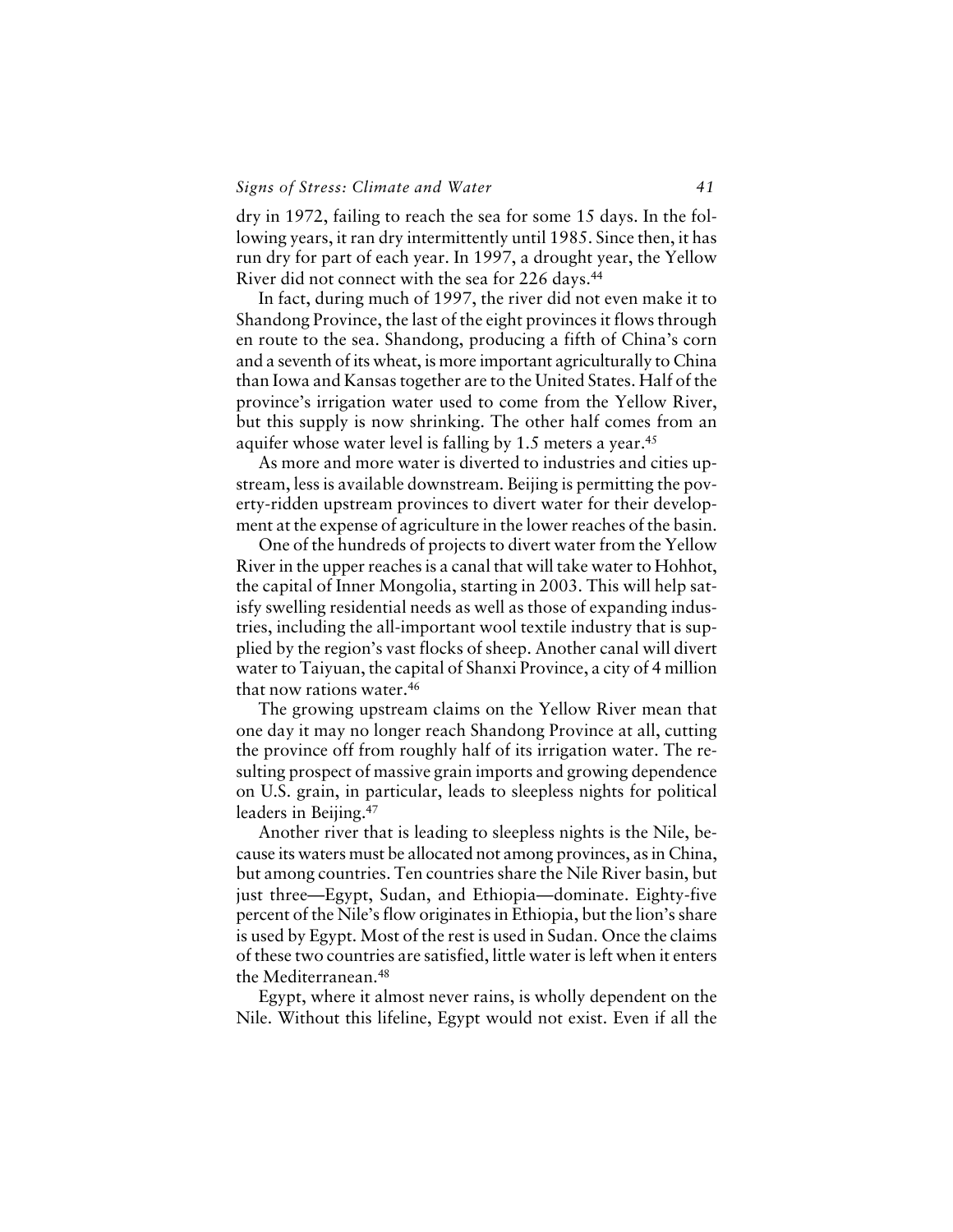dry in 1972, failing to reach the sea for some 15 days. In the following years, it ran dry intermittently until 1985. Since then, it has run dry for part of each year. In 1997, a drought year, the Yellow River did not connect with the sea for 226 days.[44]

In fact, during much of 1997, the river did not even make it to Shandong Province, the last of the eight provinces it flows through en route to the sea. Shandong, producing a fifth of China's corn and a seventh of its wheat, is more important agriculturally to China than Iowa and Kansas together are to the United States. Half of the province's irrigation water used to come from the Yellow River, but this supply is now shrinking. The other half comes from an aquifer whose water level is falling by 1.5 meters a year.[45]

As more and more water is diverted to industries and cities upstream, less is available downstream. Beijing is permitting the poverty-ridden upstream provinces to divert water for their development at the expense of agriculture in the lower reaches of the basin.

One of the hundreds of projects to divert water from the Yellow River in the upper reaches is a canal that will take water to Hohhot, the capital of Inner Mongolia, starting in 2003. This will help satisfy swelling residential needs as well as those of expanding industries, including the all-important wool textile industry that is supplied by the region's vast flocks of sheep. Another canal will divert water to Taiyuan, the capital of Shanxi Province, a city of 4 million that now rations water.[46]

The growing upstream claims on the Yellow River mean that one day it may no longer reach Shandong Province at all, cutting the province off from roughly half of its irrigation water. The resulting prospect of massive grain imports and growing dependence on U.S. grain, in particular, leads to sleepless nights for political leaders in Beijing.[47]

Another river that is leading to sleepless nights is the Nile, because its waters must be allocated not among provinces, as in China, but among countries. Ten countries share the Nile River basin, but just three—Egypt, Sudan, and Ethiopia—dominate. Eighty-five percent of the Nile's flow originates in Ethiopia, but the lion's share is used by Egypt. Most of the rest is used in Sudan. Once the claims of these two countries are satisfied, little water is left when it enters the Mediterranean.[48]

Egypt, where it almost never rains, is wholly dependent on the Nile. Without this lifeline, Egypt would not exist. Even if all the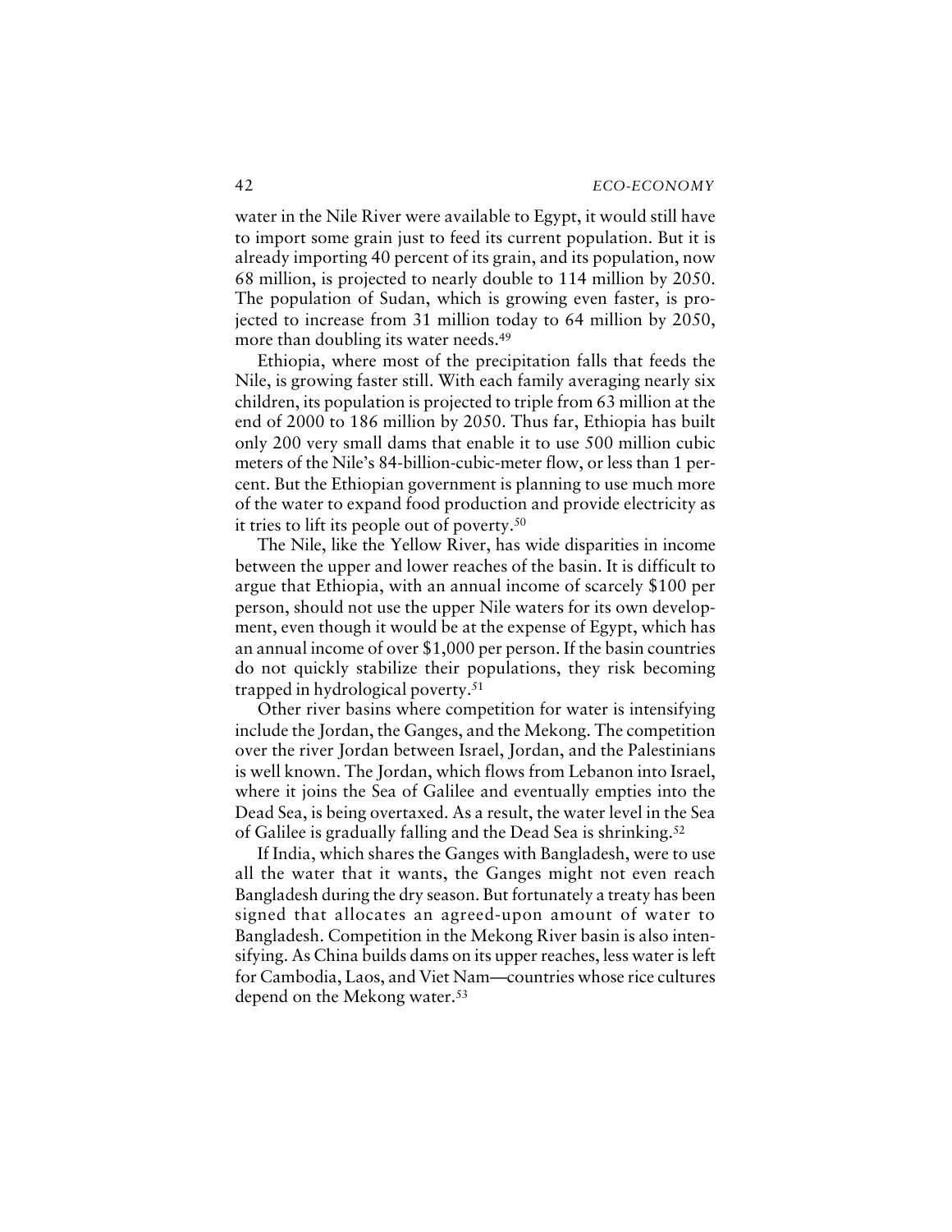water in the Nile River were available to Egypt, it would still have to import some grain just to feed its current population. But it is already importing 40 percent of its grain, and its population, now 68 million, is projected to nearly double to 114 million by 2050. The population of Sudan, which is growing even faster, is projected to increase from 31 million today to 64 million by 2050, more than doubling its water needs.[49]

Ethiopia, where most of the precipitation falls that feeds the Nile, is growing faster still. With each family averaging nearly six children, its population is projected to triple from 63 million at the end of 2000 to 186 million by 2050. Thus far, Ethiopia has built only 200 very small dams that enable it to use 500 million cubic meters of the Nile's 84-billion-cubic-meter flow, or less than 1 percent. But the Ethiopian government is planning to use much more of the water to expand food production and provide electricity as it tries to lift its people out of poverty.[50]

The Nile, like the Yellow River, has wide disparities in income between the upper and lower reaches of the basin. It is difficult to argue that Ethiopia, with an annual income of scarcely $100 per person, should not use the upper Nile waters for its own development, even though it would be at the expense of Egypt, which has an annual income of over $1,000 per person. If the basin countries do not quickly stabilize their populations, they risk becoming trapped in hydrological poverty.[51]

Other river basins where competition for water is intensifying include the Jordan, the Ganges, and the Mekong. The competition over the river Jordan between Israel, Jordan, and the Palestinians is well known. The Jordan, which flows from Lebanon into Israel, where it joins the Sea of Galilee and eventually empties into the Dead Sea, is being overtaxed. As a result, the water level in the Sea of Galilee is gradually falling and the Dead Sea is shrinking.[52]

If India, which shares the Ganges with Bangladesh, were to use all the water that it wants, the Ganges might not even reach Bangladesh during the dry season. But fortunately a treaty has been signed that allocates an agreed-upon amount of water to Bangladesh. Competition in the Mekong River basin is also intensifying. As China builds dams on its upper reaches, less water is left for Cambodia, Laos, and Viet Nam—countries whose rice cultures depend on the Mekong water.[53]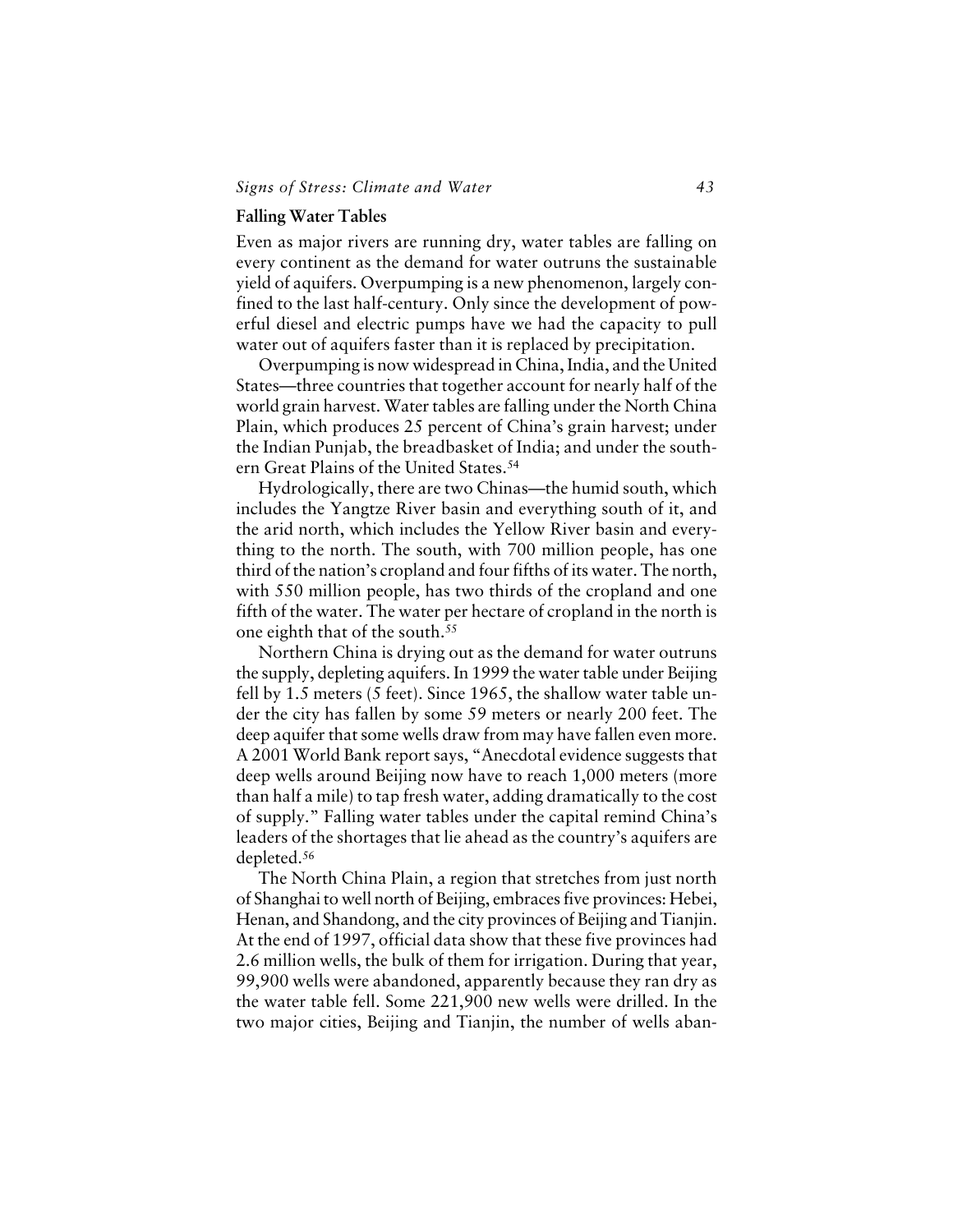### Falling Water Tables

Even as major rivers are running dry, water tables are falling on every continent as the demand for water outruns the sustainable yield of aquifers. Overpumping is a new phenomenon, largely confined to the last half-century. Only since the development of powerful diesel and electric pumps have we had the capacity to pull water out of aquifers faster than it is replaced by precipitation.

Overpumping is now widespread in China, India, and the United States—three countries that together account for nearly half of the world grain harvest. Water tables are falling under the North China Plain, which produces 25 percent of China's grain harvest; under the Indian Punjab, the breadbasket of India; and under the southern Great Plains of the United States.[54]

Hydrologically, there are two Chinas—the humid south, which includes the Yangtze River basin and everything south of it, and the arid north, which includes the Yellow River basin and everything to the north. The south, with 700 million people, has one third of the nation's cropland and four fifths of its water. The north, with 550 million people, has two thirds of the cropland and one fifth of the water. The water per hectare of cropland in the north is one eighth that of the south.[55]

Northern China is drying out as the demand for water outruns the supply, depleting aquifers. In 1999 the water table under Beijing fell by 1.5 meters (5 feet). Since 1965, the shallow water table under the city has fallen by some 59 meters or nearly 200 feet. The deep aquifer that some wells draw from may have fallen even more. A 2001 World Bank report says, "Anecdotal evidence suggests that deep wells around Beijing now have to reach 1,000 meters (more than half a mile) to tap fresh water, adding dramatically to the cost of supply." Falling water tables under the capital remind China's leaders of the shortages that lie ahead as the country's aquifers are depleted.[56]

The North China Plain, a region that stretches from just north of Shanghai to well north of Beijing, embraces five provinces: Hebei, Henan, and Shandong, and the city provinces of Beijing and Tianjin. At the end of 1997, official data show that these five provinces had 2.6 million wells, the bulk of them for irrigation. During that year, 99,900 wells were abandoned, apparently because they ran dry as the water table fell. Some 221,900 new wells were drilled. In the two major cities, Beijing and Tianjin, the number of wells aban-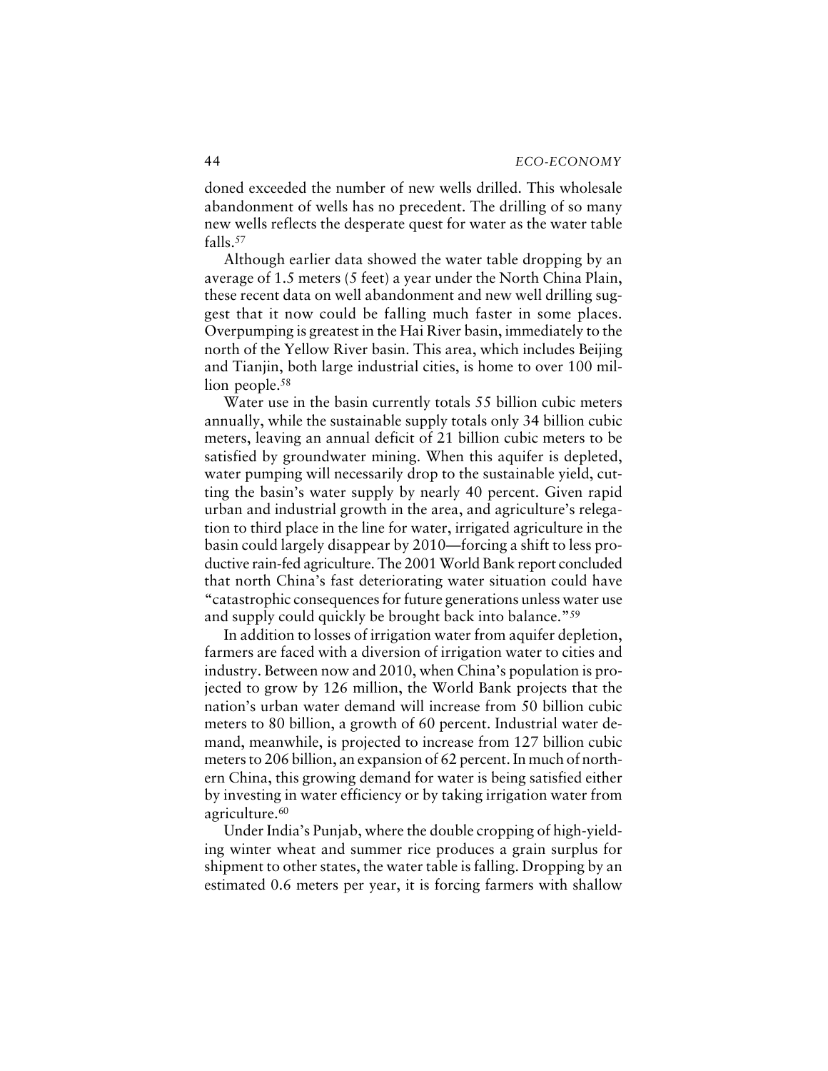doned exceeded the number of new wells drilled. This wholesale abandonment of wells has no precedent. The drilling of so many new wells reflects the desperate quest for water as the water table falls.[57]

Although earlier data showed the water table dropping by an average of 1.5 meters (5 feet) a year under the North China Plain, these recent data on well abandonment and new well drilling suggest that it now could be falling much faster in some places. Overpumping is greatest in the Hai River basin, immediately to the north of the Yellow River basin. This area, which includes Beijing and Tianjin, both large industrial cities, is home to over 100 million people.[58]

Water use in the basin currently totals 55 billion cubic meters annually, while the sustainable supply totals only 34 billion cubic meters, leaving an annual deficit of 21 billion cubic meters to be satisfied by groundwater mining. When this aquifer is depleted, water pumping will necessarily drop to the sustainable yield, cutting the basin's water supply by nearly 40 percent. Given rapid urban and industrial growth in the area, and agriculture's relegation to third place in the line for water, irrigated agriculture in the basin could largely disappear by 2010—forcing a shift to less productive rain-fed agriculture. The 2001 World Bank report concluded that north China's fast deteriorating water situation could have "catastrophic consequences for future generations unless water use and supply could quickly be brought back into balance."[59]

In addition to losses of irrigation water from aquifer depletion, farmers are faced with a diversion of irrigation water to cities and industry. Between now and 2010, when China's population is projected to grow by 126 million, the World Bank projects that the nation's urban water demand will increase from 50 billion cubic meters to 80 billion, a growth of 60 percent. Industrial water demand, meanwhile, is projected to increase from 127 billion cubic meters to 206 billion, an expansion of 62 percent. In much of northern China, this growing demand for water is being satisfied either by investing in water efficiency or by taking irrigation water from agriculture.[60]

Under India's Punjab, where the double cropping of high-yielding winter wheat and summer rice produces a grain surplus for shipment to other states, the water table is falling. Dropping by an estimated 0.6 meters per year, it is forcing farmers with shallow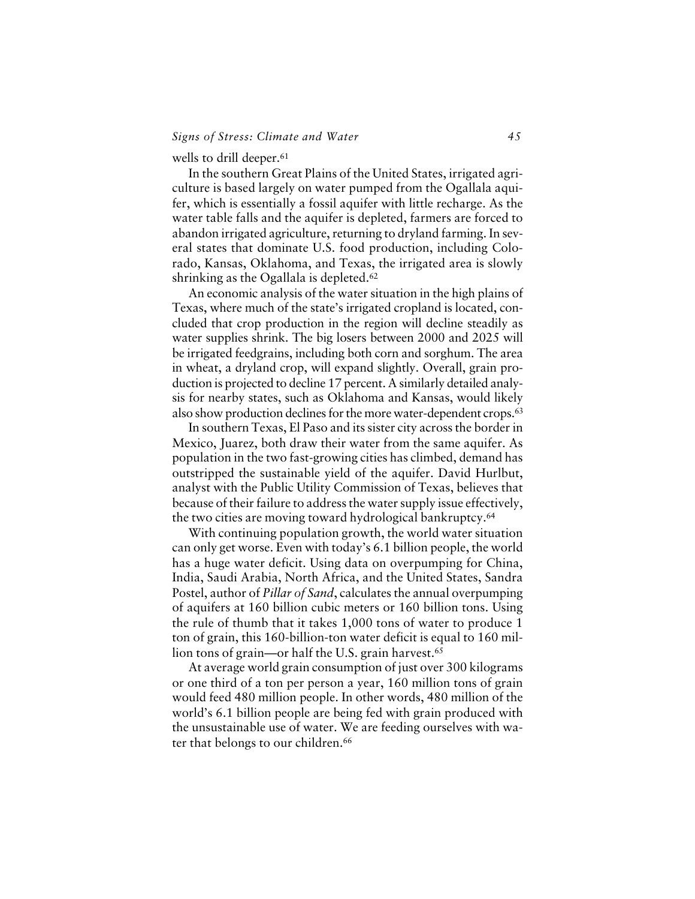wells to drill deeper.[61]

In the southern Great Plains of the United States, irrigated agriculture is based largely on water pumped from the Ogallala aquifer, which is essentially a fossil aquifer with little recharge. As the water table falls and the aquifer is depleted, farmers are forced to abandon irrigated agriculture, returning to dryland farming. In several states that dominate U.S. food production, including Colorado, Kansas, Oklahoma, and Texas, the irrigated area is slowly shrinking as the Ogallala is depleted.[62]

An economic analysis of the water situation in the high plains of Texas, where much of the state's irrigated cropland is located, concluded that crop production in the region will decline steadily as water supplies shrink. The big losers between 2000 and 2025 will be irrigated feedgrains, including both corn and sorghum. The area in wheat, a dryland crop, will expand slightly. Overall, grain production is projected to decline 17 percent. A similarly detailed analysis for nearby states, such as Oklahoma and Kansas, would likely also show production declines for the more water-dependent crops.[63]

In southern Texas, El Paso and its sister city across the border in Mexico, Juarez, both draw their water from the same aquifer. As population in the two fast-growing cities has climbed, demand has outstripped the sustainable yield of the aquifer. David Hurlbut, analyst with the Public Utility Commission of Texas, believes that because of their failure to address the water supply issue effectively, the two cities are moving toward hydrological bankruptcy.[64]

With continuing population growth, the world water situation can only get worse. Even with today's 6.1 billion people, the world has a huge water deficit. Using data on overpumping for China, India, Saudi Arabia, North Africa, and the United States, Sandra Postel, author of *Pillar of Sand*, calculates the annual overpumping of aquifers at 160 billion cubic meters or 160 billion tons. Using the rule of thumb that it takes 1,000 tons of water to produce 1 ton of grain, this 160-billion-ton water deficit is equal to 160 million tons of grain—or half the U.S. grain harvest.[65]

At average world grain consumption of just over 300 kilograms or one third of a ton per person a year, 160 million tons of grain would feed 480 million people. In other words, 480 million of the world's 6.1 billion people are being fed with grain produced with the unsustainable use of water. We are feeding ourselves with water that belongs to our children.[66]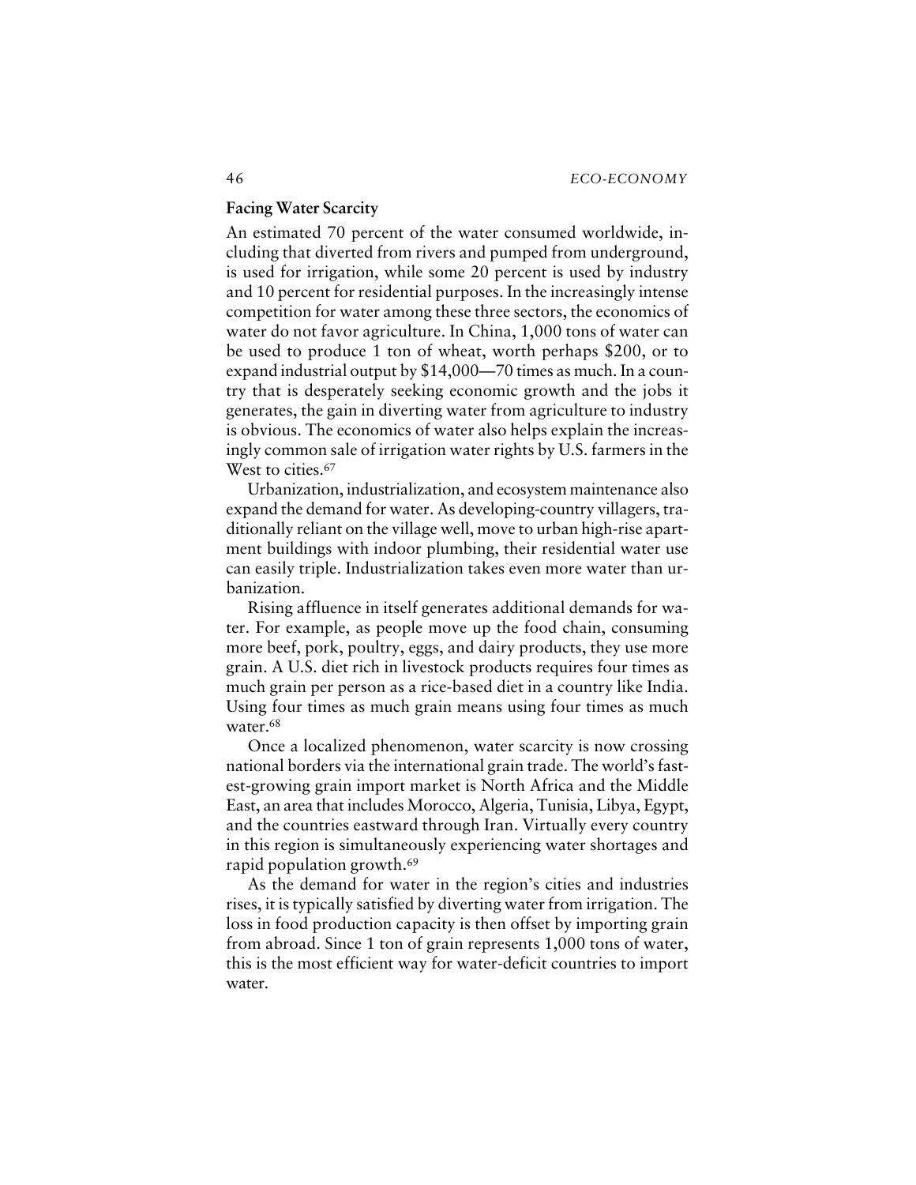## Facing Water Scarcity

An estimated 70 percent of the water consumed worldwide, including that diverted from rivers and pumped from underground, is used for irrigation, while some 20 percent is used by industry and 10 percent for residential purposes. In the increasingly intense competition for water among these three sectors, the economics of water do not favor agriculture. In China, 1,000 tons of water can be used to produce 1 ton of wheat, worth perhaps $200, or to expand industrial output by $14,000—70 times as much. In a country that is desperately seeking economic growth and the jobs it generates, the gain in diverting water from agriculture to industry is obvious. The economics of water also helps explain the increasingly common sale of irrigation water rights by U.S. farmers in the West to cities.[67]

Urbanization, industrialization, and ecosystem maintenance also expand the demand for water. As developing-country villagers, traditionally reliant on the village well, move to urban high-rise apartment buildings with indoor plumbing, their residential water use can easily triple. Industrialization takes even more water than urbanization.

Rising affluence in itself generates additional demands for water. For example, as people move up the food chain, consuming more beef, pork, poultry, eggs, and dairy products, they use more grain. A U.S. diet rich in livestock products requires four times as much grain per person as a rice-based diet in a country like India. Using four times as much grain means using four times as much water.[68]

Once a localized phenomenon, water scarcity is now crossing national borders via the international grain trade. The world's fastest-growing grain import market is North Africa and the Middle East, an area that includes Morocco, Algeria, Tunisia, Libya, Egypt, and the countries eastward through Iran. Virtually every country in this region is simultaneously experiencing water shortages and rapid population growth.[69]

As the demand for water in the region's cities and industries rises, it is typically satisfied by diverting water from irrigation. The loss in food production capacity is then offset by importing grain from abroad. Since 1 ton of grain represents 1,000 tons of water, this is the most efficient way for water-deficit countries to import water.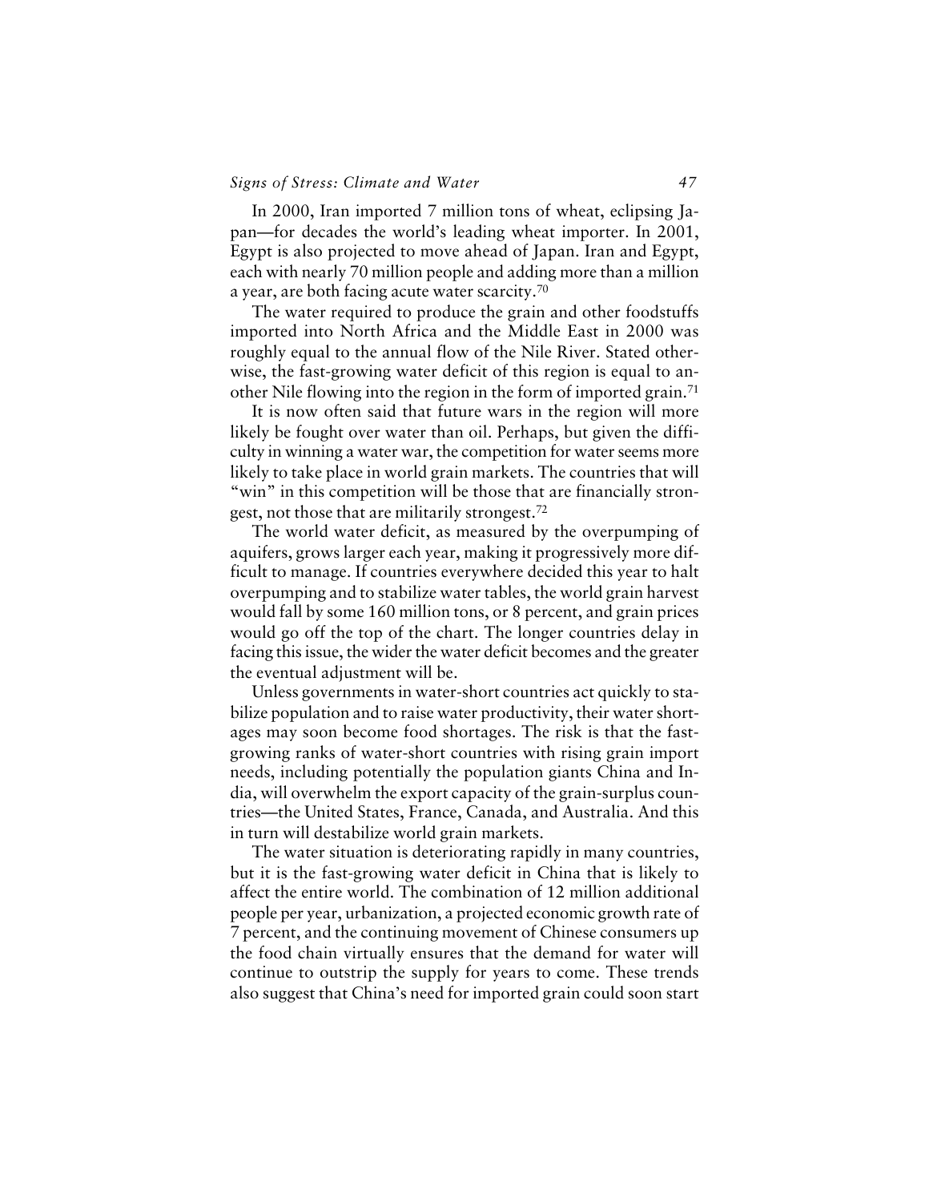In 2000, Iran imported 7 million tons of wheat, eclipsing Japan—for decades the world's leading wheat importer. In 2001, Egypt is also projected to move ahead of Japan. Iran and Egypt, each with nearly 70 million people and adding more than a million a year, are both facing acute water scarcity.[70]

The water required to produce the grain and other foodstuffs imported into North Africa and the Middle East in 2000 was roughly equal to the annual flow of the Nile River. Stated otherwise, the fast-growing water deficit of this region is equal to another Nile flowing into the region in the form of imported grain.[71]

It is now often said that future wars in the region will more likely be fought over water than oil. Perhaps, but given the difficulty in winning a water war, the competition for water seems more likely to take place in world grain markets. The countries that will "win" in this competition will be those that are financially strongest, not those that are militarily strongest.[72]

The world water deficit, as measured by the overpumping of aquifers, grows larger each year, making it progressively more difficult to manage. If countries everywhere decided this year to halt overpumping and to stabilize water tables, the world grain harvest would fall by some 160 million tons, or 8 percent, and grain prices would go off the top of the chart. The longer countries delay in facing this issue, the wider the water deficit becomes and the greater the eventual adjustment will be.

Unless governments in water-short countries act quickly to stabilize population and to raise water productivity, their water shortages may soon become food shortages. The risk is that the fast-growing ranks of water-short countries with rising grain import needs, including potentially the population giants China and India, will overwhelm the export capacity of the grain-surplus countries—the United States, France, Canada, and Australia. And this in turn will destabilize world grain markets.

The water situation is deteriorating rapidly in many countries, but it is the fast-growing water deficit in China that is likely to affect the entire world. The combination of 12 million additional people per year, urbanization, a projected economic growth rate of 7 percent, and the continuing movement of Chinese consumers up the food chain virtually ensures that the demand for water will continue to outstrip the supply for years to come. These trends also suggest that China's need for imported grain could soon start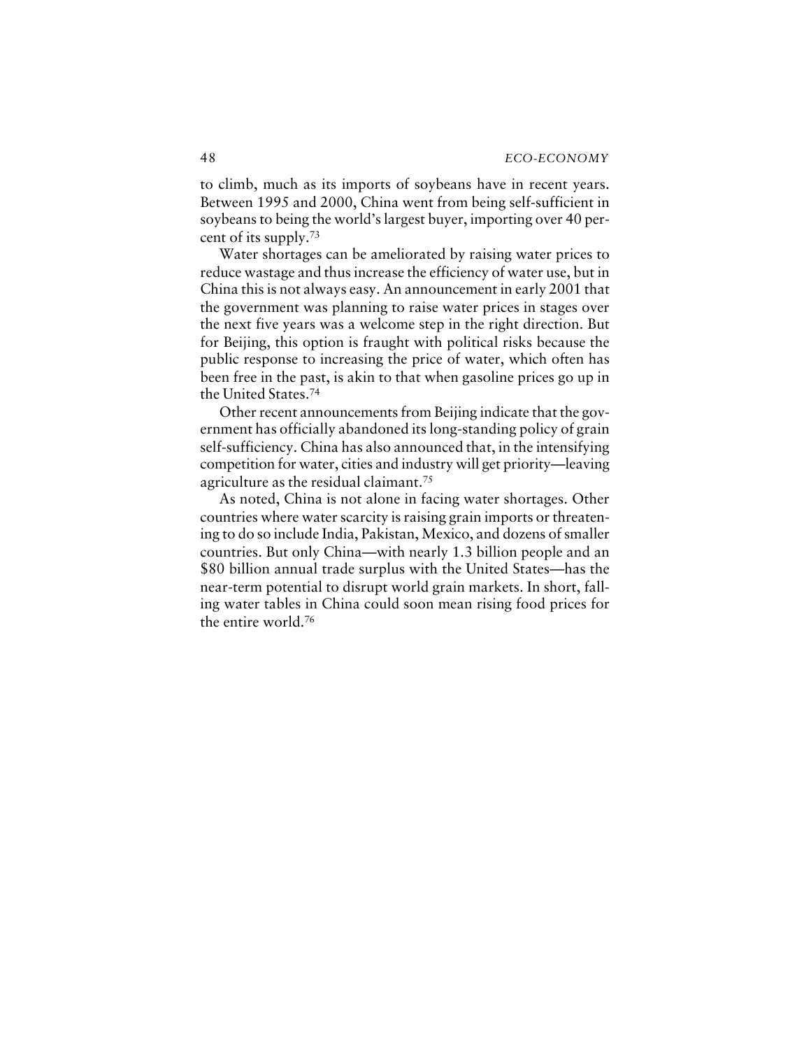to climb, much as its imports of soybeans have in recent years. Between 1995 and 2000, China went from being self-sufficient in soybeans to being the world's largest buyer, importing over 40 percent of its supply.[73]

Water shortages can be ameliorated by raising water prices to reduce wastage and thus increase the efficiency of water use, but in China this is not always easy. An announcement in early 2001 that the government was planning to raise water prices in stages over the next five years was a welcome step in the right direction. But for Beijing, this option is fraught with political risks because the public response to increasing the price of water, which often has been free in the past, is akin to that when gasoline prices go up in the United States.[74]

Other recent announcements from Beijing indicate that the government has officially abandoned its long-standing policy of grain self-sufficiency. China has also announced that, in the intensifying competition for water, cities and industry will get priority—leaving agriculture as the residual claimant.[75]

As noted, China is not alone in facing water shortages. Other countries where water scarcity is raising grain imports or threatening to do so include India, Pakistan, Mexico, and dozens of smaller countries. But only China—with nearly 1.3 billion people and an $80 billion annual trade surplus with the United States—has the near-term potential to disrupt world grain markets. In short, falling water tables in China could soon mean rising food prices for the entire world.[76]